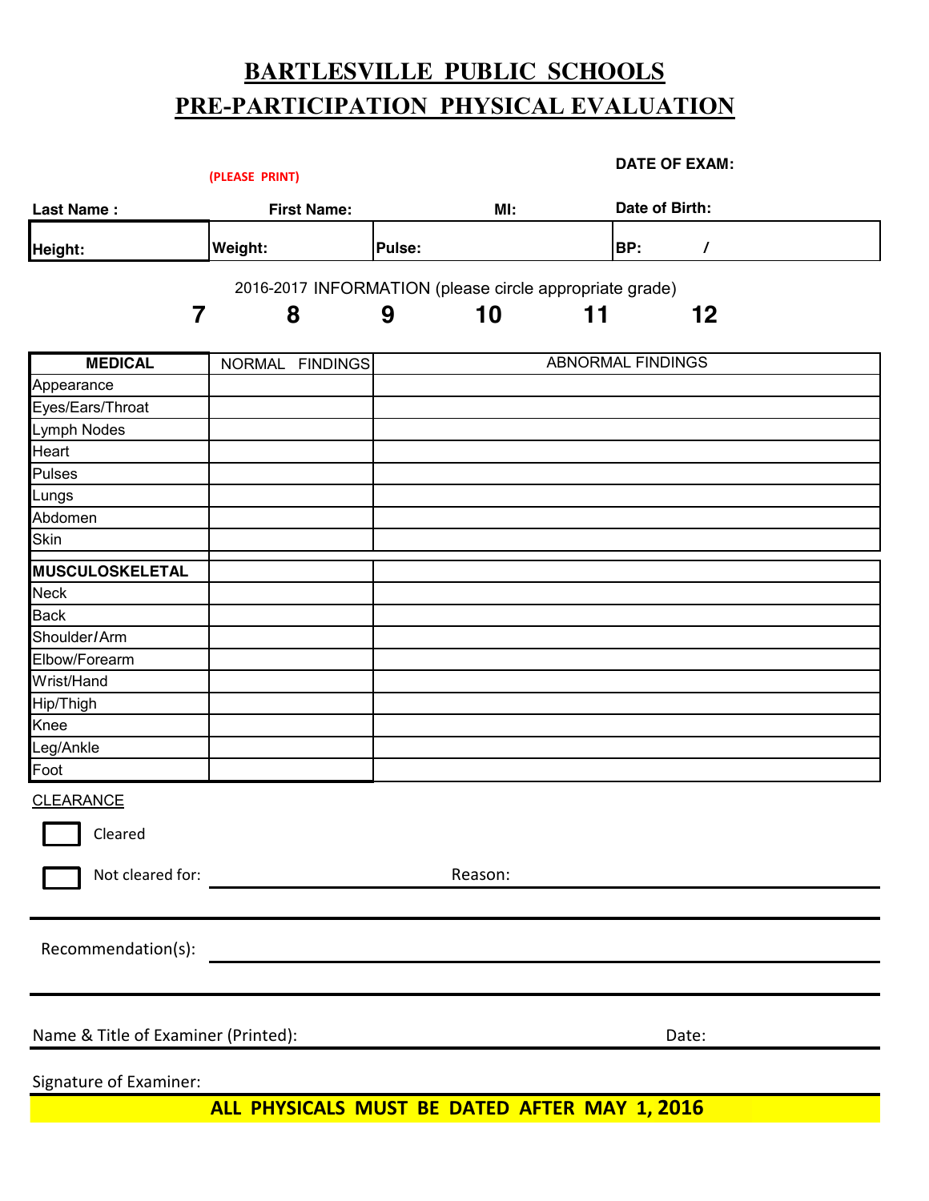# BARTLESVILLE PUBLIC SCHOOLS
# PRE-PARTICIPATION PHYSICAL EVALUATION

**DATE OF EXAM:**

(PLEASE PRINT)

| **Last Name :** | **First Name:** | **MI:** | **Date of Birth:** |
|---|---|---|---|
| **Height:** | **Weight:** | **Pulse:** | **BP:** / |

2016-2017 INFORMATION (please circle appropriate grade)

**7 8 9 10 11 12**

| **MEDICAL** | NORMAL FINDINGS | ABNORMAL FINDINGS |
|---|---|---|
| Appearance | | |
| Eyes/Ears/Throat | | |
| Lymph Nodes | | |
| Heart | | |
| Pulses | | |
| Lungs | | |
| Abdomen | | |
| Skin | | |
| **MUSCULOSKELETAL** | | |
| Neck | | |
| Back | | |
| Shoulder/Arm | | |
| Elbow/Forearm | | |
| Wrist/Hand | | |
| Hip/Thigh | | |
| Knee | | |
| Leg/Ankle | | |
| Foot | | |

CLEARANCE

☐ Cleared

☐ Not cleared for: ______________________ Reason: ______________________

Recommendation(s): ______________________

Name & Title of Examiner (Printed): ______________________ Date: ______

Signature of Examiner:

**ALL PHYSICALS MUST BE DATED AFTER MAY 1, 2016**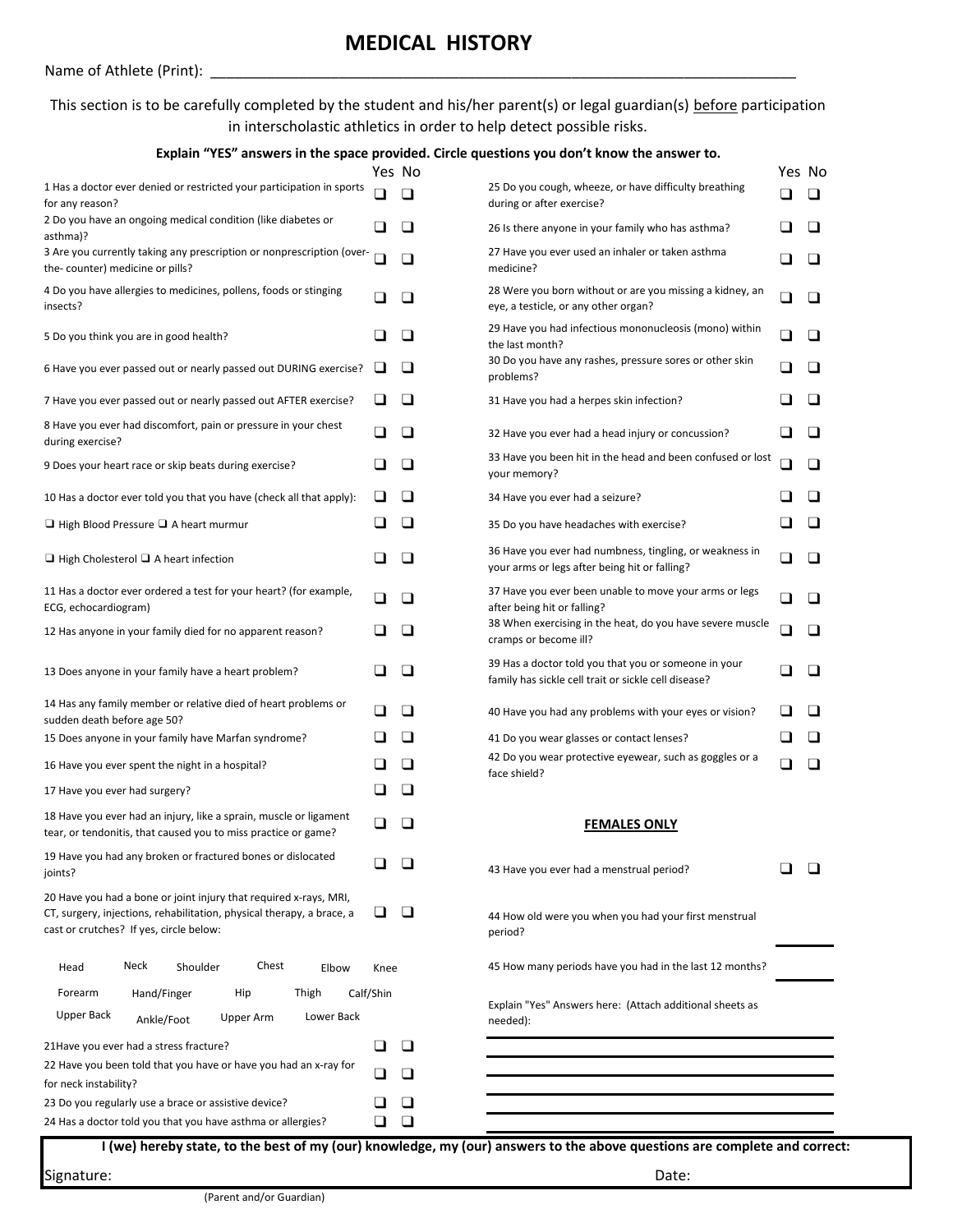# MEDICAL HISTORY

Name of Athlete (Print): ___________________________________________________________________________

This section is to be carefully completed by the student and his/her parent(s) or legal guardian(s) before participation in interscholastic athletics in order to help detect possible risks.

**Explain "YES" answers in the space provided. Circle questions you don't know the answer to.**

| | Yes | No |
|---|---|---|
| 1 Has a doctor ever denied or restricted your participation in sports for any reason? | ❑ | ❑ |
| 2 Do you have an ongoing medical condition (like diabetes or asthma)? | ❑ | ❑ |
| 3 Are you currently taking any prescription or nonprescription (over-the- counter) medicine or pills? | ❑ | ❑ |
| 4 Do you have allergies to medicines, pollens, foods or stinging insects? | ❑ | ❑ |
| 5 Do you think you are in good health? | ❑ | ❑ |
| 6 Have you ever passed out or nearly passed out DURING exercise? | ❑ | ❑ |
| 7 Have you ever passed out or nearly passed out AFTER exercise? | ❑ | ❑ |
| 8 Have you ever had discomfort, pain or pressure in your chest during exercise? | ❑ | ❑ |
| 9 Does your heart race or skip beats during exercise? | ❑ | ❑ |
| 10 Has a doctor ever told you that you have (check all that apply): | ❑ | ❑ |
| ❑ High Blood Pressure ❑ A heart murmur | ❑ | ❑ |
| ❑ High Cholesterol ❑ A heart infection | ❑ | ❑ |
| 11 Has a doctor ever ordered a test for your heart? (for example, ECG, echocardiogram) | ❑ | ❑ |
| 12 Has anyone in your family died for no apparent reason? | ❑ | ❑ |
| 13 Does anyone in your family have a heart problem? | ❑ | ❑ |
| 14 Has any family member or relative died of heart problems or sudden death before age 50? | ❑ | ❑ |
| 15 Does anyone in your family have Marfan syndrome? | ❑ | ❑ |
| 16 Have you ever spent the night in a hospital? | ❑ | ❑ |
| 17 Have you ever had surgery? | ❑ | ❑ |
| 18 Have you ever had an injury, like a sprain, muscle or ligament tear, or tendonitis, that caused you to miss practice or game? | ❑ | ❑ |
| 19 Have you had any broken or fractured bones or dislocated joints? | ❑ | ❑ |
| 20 Have you had a bone or joint injury that required x-rays, MRI, CT, surgery, injections, rehabilitation, physical therapy, a brace, a cast or crutches? If yes, circle below: | ❑ | ❑ |

Head Neck Shoulder Chest Elbow Knee

Forearm Hand/Finger Hip Thigh Calf/Shin

Upper Back Ankle/Foot Upper Arm Lower Back

| | Yes | No |
|---|---|---|
| 21Have you ever had a stress fracture? | ❑ | ❑ |
| 22 Have you been told that you have or have you had an x-ray for for neck instability? | ❑ | ❑ |
| 23 Do you regularly use a brace or assistive device? | ❑ | ❑ |
| 24 Has a doctor told you that you have asthma or allergies? | ❑ | ❑ |
| 25 Do you cough, wheeze, or have difficulty breathing during or after exercise? | ❑ | ❑ |
| 26 Is there anyone in your family who has asthma? | ❑ | ❑ |
| 27 Have you ever used an inhaler or taken asthma medicine? | ❑ | ❑ |
| 28 Were you born without or are you missing a kidney, an eye, a testicle, or any other organ? | ❑ | ❑ |
| 29 Have you had infectious mononucleosis (mono) within the last month? | ❑ | ❑ |
| 30 Do you have any rashes, pressure sores or other skin problems? | ❑ | ❑ |
| 31 Have you had a herpes skin infection? | ❑ | ❑ |
| 32 Have you ever had a head injury or concussion? | ❑ | ❑ |
| 33 Have you been hit in the head and been confused or lost your memory? | ❑ | ❑ |
| 34 Have you ever had a seizure? | ❑ | ❑ |
| 35 Do you have headaches with exercise? | ❑ | ❑ |
| 36 Have you ever had numbness, tingling, or weakness in your arms or legs after being hit or falling? | ❑ | ❑ |
| 37 Have you ever been unable to move your arms or legs after being hit or falling? | ❑ | ❑ |
| 38 When exercising in the heat, do you have severe muscle cramps or become ill? | ❑ | ❑ |
| 39 Has a doctor told you that you or someone in your family has sickle cell trait or sickle cell disease? | ❑ | ❑ |
| 40 Have you had any problems with your eyes or vision? | ❑ | ❑ |
| 41 Do you wear glasses or contact lenses? | ❑ | ❑ |
| 42 Do you wear protective eyewear, such as goggles or a face shield? | ❑ | ❑ |

**FEMALES ONLY**

| | Yes | No |
|---|---|---|
| 43 Have you ever had a menstrual period? | ❑ | ❑ |

44 How old were you when you had your first menstrual period? ________

45 How many periods have you had in the last 12 months? ________

Explain "Yes" Answers here: (Attach additional sheets as needed):

____________________________________

____________________________________

____________________________________

____________________________________

____________________________________

**I (we) hereby state, to the best of my (our) knowledge, my (our) answers to the above questions are complete and correct:**

Signature: Date:

(Parent and/or Guardian)